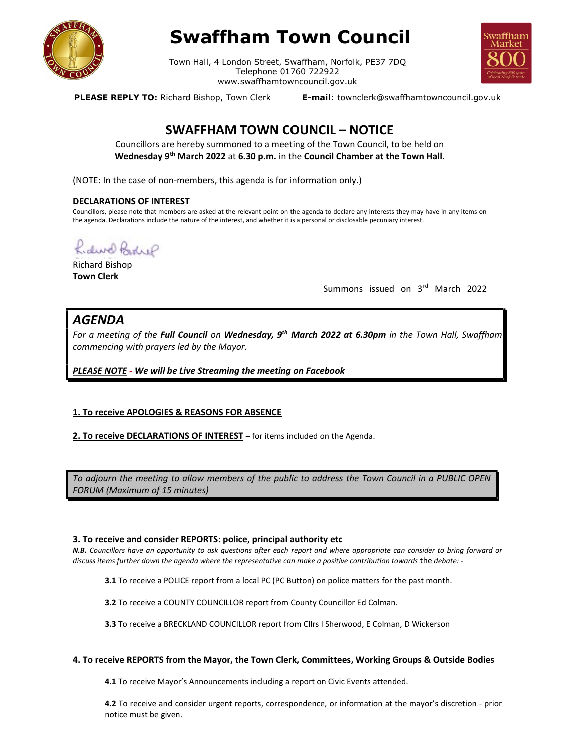# Swaffham Town Council

Town Hall, 4 London Street, Swaffham, Norfolk, PE37 7DQ
Telephone 01760 722922
www.swaffhamtowncouncil.gov.uk

**PLEASE REPLY TO:** Richard Bishop, Town Clerk **E-mail**: townclerk@swaffhamtowncouncil.gov.uk

---

## SWAFFHAM TOWN COUNCIL – NOTICE

Councillors are hereby summoned to a meeting of the Town Council, to be held on **Wednesday 9th March 2022** at **6.30 p.m.** in the **Council Chamber at the Town Hall**.

(NOTE: In the case of non-members, this agenda is for information only.)

**DECLARATIONS OF INTEREST**

Councillors, please note that members are asked at the relevant point on the agenda to declare any interests they may have in any items on the agenda. Declarations include the nature of the interest, and whether it is a personal or disclosable pecuniary interest.

Richard Bishop
**Town Clerk**

Summons issued on 3rd March 2022

## *AGENDA*

*For a meeting of the **Full Council** on **Wednesday, 9th March 2022 at 6.30pm** in the Town Hall, Swaffham commencing with prayers led by the Mayor.*

***PLEASE NOTE - We will be Live Streaming the meeting on Facebook***

**1. To receive APOLOGIES & REASONS FOR ABSENCE**

**2. To receive DECLARATIONS OF INTEREST –** for items included on the Agenda.

*To adjourn the meeting to allow members of the public to address the Town Council in a PUBLIC OPEN FORUM (Maximum of 15 minutes)*

**3. To receive and consider REPORTS: police, principal authority etc**

***N.B.** Councillors have an opportunity to ask questions after each report and where appropriate can consider to bring forward or discuss items further down the agenda where the representative can make a positive contribution towards* the *debate: -*

**3.1** To receive a POLICE report from a local PC (PC Button) on police matters for the past month.

**3.2** To receive a COUNTY COUNCILLOR report from County Councillor Ed Colman.

**3.3** To receive a BRECKLAND COUNCILLOR report from Cllrs I Sherwood, E Colman, D Wickerson

**4. To receive REPORTS from the Mayor, the Town Clerk, Committees, Working Groups & Outside Bodies**

**4.1** To receive Mayor's Announcements including a report on Civic Events attended.

**4.2** To receive and consider urgent reports, correspondence, or information at the mayor's discretion - prior notice must be given.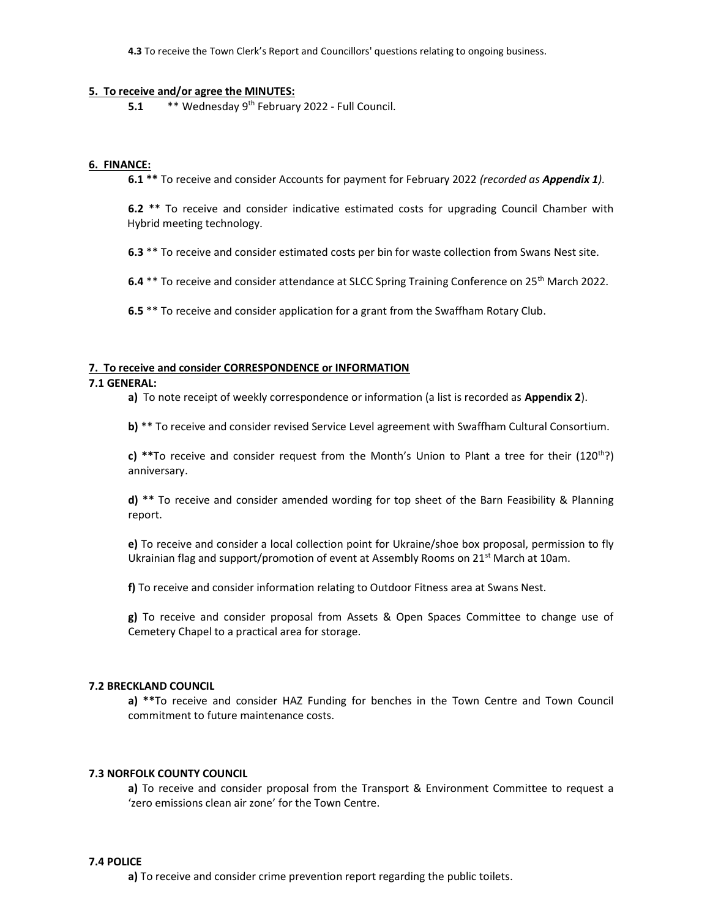**4.3** To receive the Town Clerk's Report and Councillors' questions relating to ongoing business.

**5. To receive and/or agree the MINUTES:**

**5.1** ** Wednesday 9th February 2022 - Full Council.

**6. FINANCE:**

**6.1** ** To receive and consider Accounts for payment for February 2022 *(recorded as **Appendix 1**).*

**6.2** ** To receive and consider indicative estimated costs for upgrading Council Chamber with Hybrid meeting technology.

**6.3** ** To receive and consider estimated costs per bin for waste collection from Swans Nest site.

**6.4** ** To receive and consider attendance at SLCC Spring Training Conference on 25th March 2022.

**6.5** ** To receive and consider application for a grant from the Swaffham Rotary Club.

**7. To receive and consider CORRESPONDENCE or INFORMATION**

**7.1 GENERAL:**

**a)** To note receipt of weekly correspondence or information (a list is recorded as **Appendix 2**).

**b)** ** To receive and consider revised Service Level agreement with Swaffham Cultural Consortium.

**c)** **To receive and consider request from the Month's Union to Plant a tree for their (120th?) anniversary.

**d)** ** To receive and consider amended wording for top sheet of the Barn Feasibility & Planning report.

**e)** To receive and consider a local collection point for Ukraine/shoe box proposal, permission to fly Ukrainian flag and support/promotion of event at Assembly Rooms on 21st March at 10am.

**f)** To receive and consider information relating to Outdoor Fitness area at Swans Nest.

**g)** To receive and consider proposal from Assets & Open Spaces Committee to change use of Cemetery Chapel to a practical area for storage.

**7.2 BRECKLAND COUNCIL**

**a)** **To receive and consider HAZ Funding for benches in the Town Centre and Town Council commitment to future maintenance costs.

**7.3 NORFOLK COUNTY COUNCIL**

**a)** To receive and consider proposal from the Transport & Environment Committee to request a 'zero emissions clean air zone' for the Town Centre.

**7.4 POLICE**

**a)** To receive and consider crime prevention report regarding the public toilets.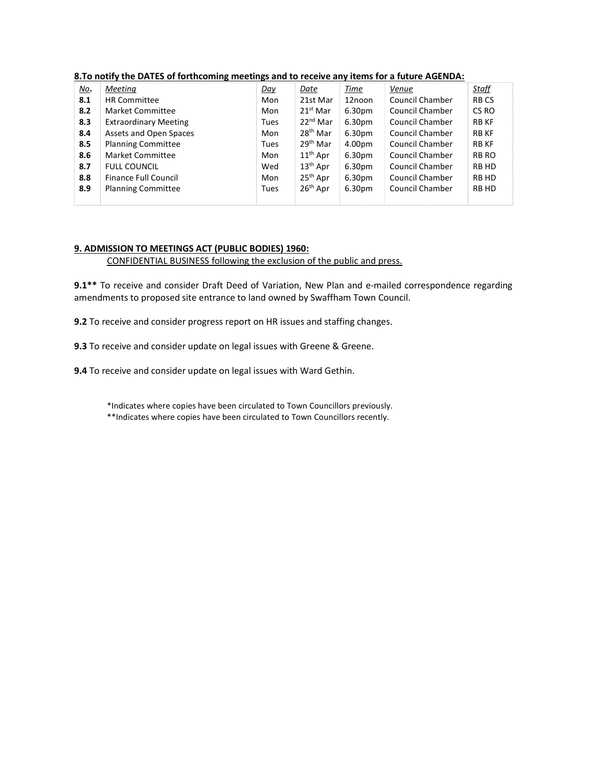**8.To notify the DATES of forthcoming meetings and to receive any items for a future AGENDA:**

| No. | Meeting | Day | Date | Time | Venue | Staff |
|---|---|---|---|---|---|---|
| **8.1** | HR Committee | Mon | 21st Mar | 12noon | Council Chamber | RB CS |
| **8.2** | Market Committee | Mon | 21st Mar | 6.30pm | Council Chamber | CS RO |
| **8.3** | Extraordinary Meeting | Tues | 22nd Mar | 6.30pm | Council Chamber | RB KF |
| **8.4** | Assets and Open Spaces | Mon | 28th Mar | 6.30pm | Council Chamber | RB KF |
| **8.5** | Planning Committee | Tues | 29th Mar | 4.00pm | Council Chamber | RB KF |
| **8.6** | Market Committee | Mon | 11th Apr | 6.30pm | Council Chamber | RB RO |
| **8.7** | FULL COUNCIL | Wed | 13th Apr | 6.30pm | Council Chamber | RB HD |
| **8.8** | Finance Full Council | Mon | 25th Apr | 6.30pm | Council Chamber | RB HD |
| **8.9** | Planning Committee | Tues | 26th Apr | 6.30pm | Council Chamber | RB HD |

**9. ADMISSION TO MEETINGS ACT (PUBLIC BODIES) 1960:**

CONFIDENTIAL BUSINESS following the exclusion of the public and press.

**9.1**** To receive and consider Draft Deed of Variation, New Plan and e-mailed correspondence regarding amendments to proposed site entrance to land owned by Swaffham Town Council.

**9.2** To receive and consider progress report on HR issues and staffing changes.

**9.3** To receive and consider update on legal issues with Greene & Greene.

**9.4** To receive and consider update on legal issues with Ward Gethin.

*Indicates where copies have been circulated to Town Councillors previously.

**Indicates where copies have been circulated to Town Councillors recently.